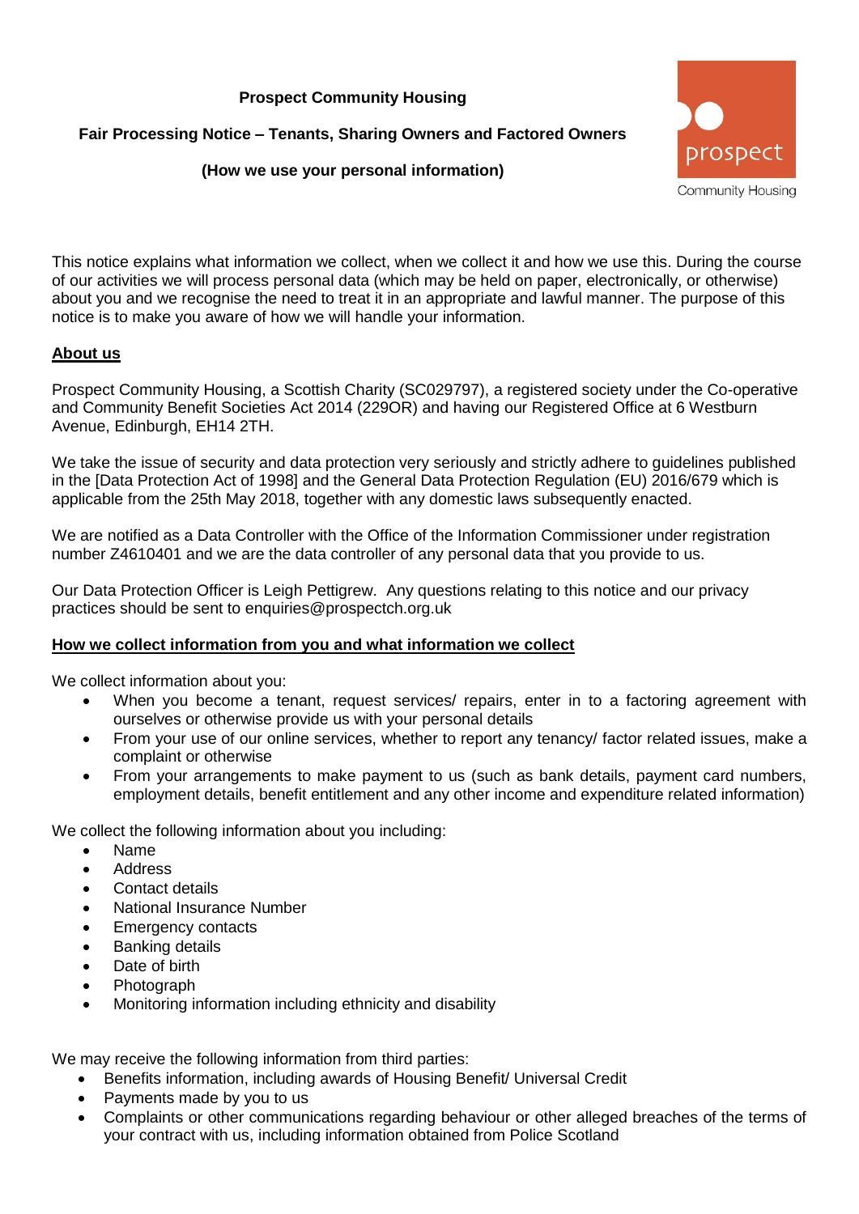**Prospect Community Housing**

**Fair Processing Notice – Tenants, Sharing Owners and Factored Owners**

**(How we use your personal information)**

This notice explains what information we collect, when we collect it and how we use this. During the course of our activities we will process personal data (which may be held on paper, electronically, or otherwise) about you and we recognise the need to treat it in an appropriate and lawful manner. The purpose of this notice is to make you aware of how we will handle your information.

## About us

Prospect Community Housing, a Scottish Charity (SC029797), a registered society under the Co-operative and Community Benefit Societies Act 2014 (229OR) and having our Registered Office at 6 Westburn Avenue, Edinburgh, EH14 2TH.

We take the issue of security and data protection very seriously and strictly adhere to guidelines published in the [Data Protection Act of 1998] and the General Data Protection Regulation (EU) 2016/679 which is applicable from the 25th May 2018, together with any domestic laws subsequently enacted.

We are notified as a Data Controller with the Office of the Information Commissioner under registration number Z4610401 and we are the data controller of any personal data that you provide to us.

Our Data Protection Officer is Leigh Pettigrew. Any questions relating to this notice and our privacy practices should be sent to enquiries@prospectch.org.uk

## How we collect information from you and what information we collect

We collect information about you:

- When you become a tenant, request services/ repairs, enter in to a factoring agreement with ourselves or otherwise provide us with your personal details
- From your use of our online services, whether to report any tenancy/ factor related issues, make a complaint or otherwise
- From your arrangements to make payment to us (such as bank details, payment card numbers, employment details, benefit entitlement and any other income and expenditure related information)

We collect the following information about you including:

- Name
- Address
- Contact details
- National Insurance Number
- Emergency contacts
- Banking details
- Date of birth
- Photograph
- Monitoring information including ethnicity and disability

We may receive the following information from third parties:

- Benefits information, including awards of Housing Benefit/ Universal Credit
- Payments made by you to us
- Complaints or other communications regarding behaviour or other alleged breaches of the terms of your contract with us, including information obtained from Police Scotland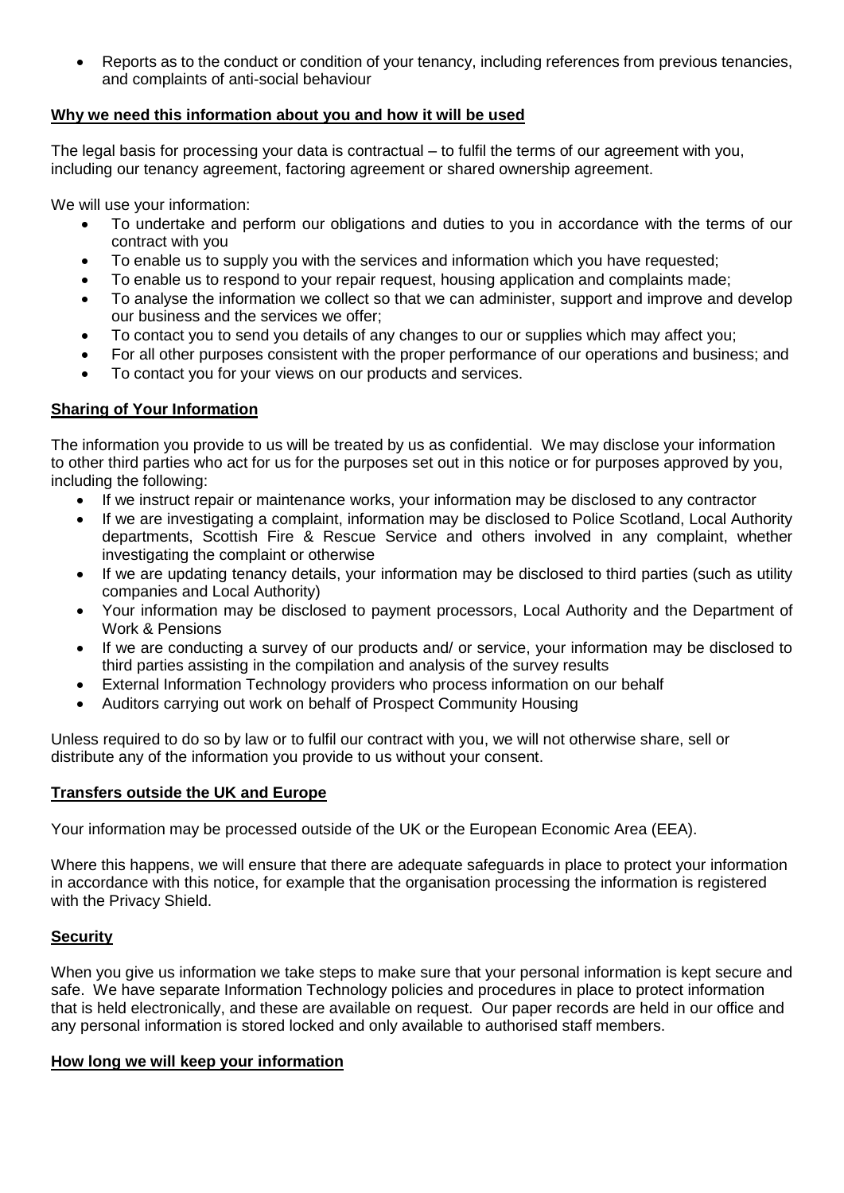- Reports as to the conduct or condition of your tenancy, including references from previous tenancies, and complaints of anti-social behaviour

## Why we need this information about you and how it will be used

The legal basis for processing your data is contractual – to fulfil the terms of our agreement with you, including our tenancy agreement, factoring agreement or shared ownership agreement.

We will use your information:

- To undertake and perform our obligations and duties to you in accordance with the terms of our contract with you
- To enable us to supply you with the services and information which you have requested;
- To enable us to respond to your repair request, housing application and complaints made;
- To analyse the information we collect so that we can administer, support and improve and develop our business and the services we offer;
- To contact you to send you details of any changes to our or supplies which may affect you;
- For all other purposes consistent with the proper performance of our operations and business; and
- To contact you for your views on our products and services.

## Sharing of Your Information

The information you provide to us will be treated by us as confidential. We may disclose your information to other third parties who act for us for the purposes set out in this notice or for purposes approved by you, including the following:

- If we instruct repair or maintenance works, your information may be disclosed to any contractor
- If we are investigating a complaint, information may be disclosed to Police Scotland, Local Authority departments, Scottish Fire & Rescue Service and others involved in any complaint, whether investigating the complaint or otherwise
- If we are updating tenancy details, your information may be disclosed to third parties (such as utility companies and Local Authority)
- Your information may be disclosed to payment processors, Local Authority and the Department of Work & Pensions
- If we are conducting a survey of our products and/ or service, your information may be disclosed to third parties assisting in the compilation and analysis of the survey results
- External Information Technology providers who process information on our behalf
- Auditors carrying out work on behalf of Prospect Community Housing

Unless required to do so by law or to fulfil our contract with you, we will not otherwise share, sell or distribute any of the information you provide to us without your consent.

## Transfers outside the UK and Europe

Your information may be processed outside of the UK or the European Economic Area (EEA).

Where this happens, we will ensure that there are adequate safeguards in place to protect your information in accordance with this notice, for example that the organisation processing the information is registered with the Privacy Shield.

## Security

When you give us information we take steps to make sure that your personal information is kept secure and safe. We have separate Information Technology policies and procedures in place to protect information that is held electronically, and these are available on request. Our paper records are held in our office and any personal information is stored locked and only available to authorised staff members.

## How long we will keep your information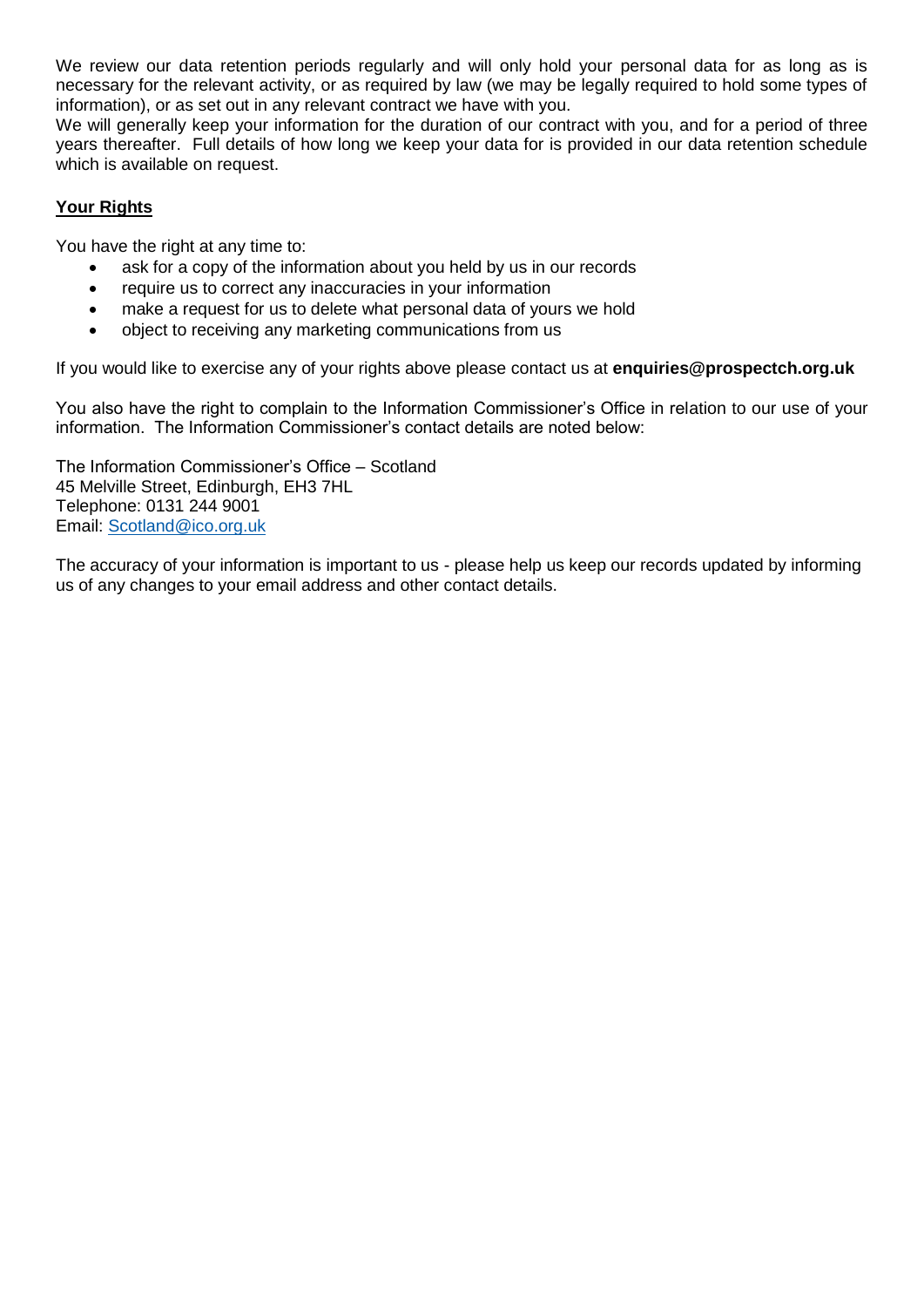We review our data retention periods regularly and will only hold your personal data for as long as is necessary for the relevant activity, or as required by law (we may be legally required to hold some types of information), or as set out in any relevant contract we have with you.
We will generally keep your information for the duration of our contract with you, and for a period of three years thereafter. Full details of how long we keep your data for is provided in our data retention schedule which is available on request.

**Your Rights**

You have the right at any time to:

- ask for a copy of the information about you held by us in our records
- require us to correct any inaccuracies in your information
- make a request for us to delete what personal data of yours we hold
- object to receiving any marketing communications from us

If you would like to exercise any of your rights above please contact us at **enquiries@prospectch.org.uk**

You also have the right to complain to the Information Commissioner's Office in relation to our use of your information. The Information Commissioner's contact details are noted below:

The Information Commissioner's Office – Scotland
45 Melville Street, Edinburgh, EH3 7HL
Telephone: 0131 244 9001
Email: Scotland@ico.org.uk

The accuracy of your information is important to us - please help us keep our records updated by informing us of any changes to your email address and other contact details.